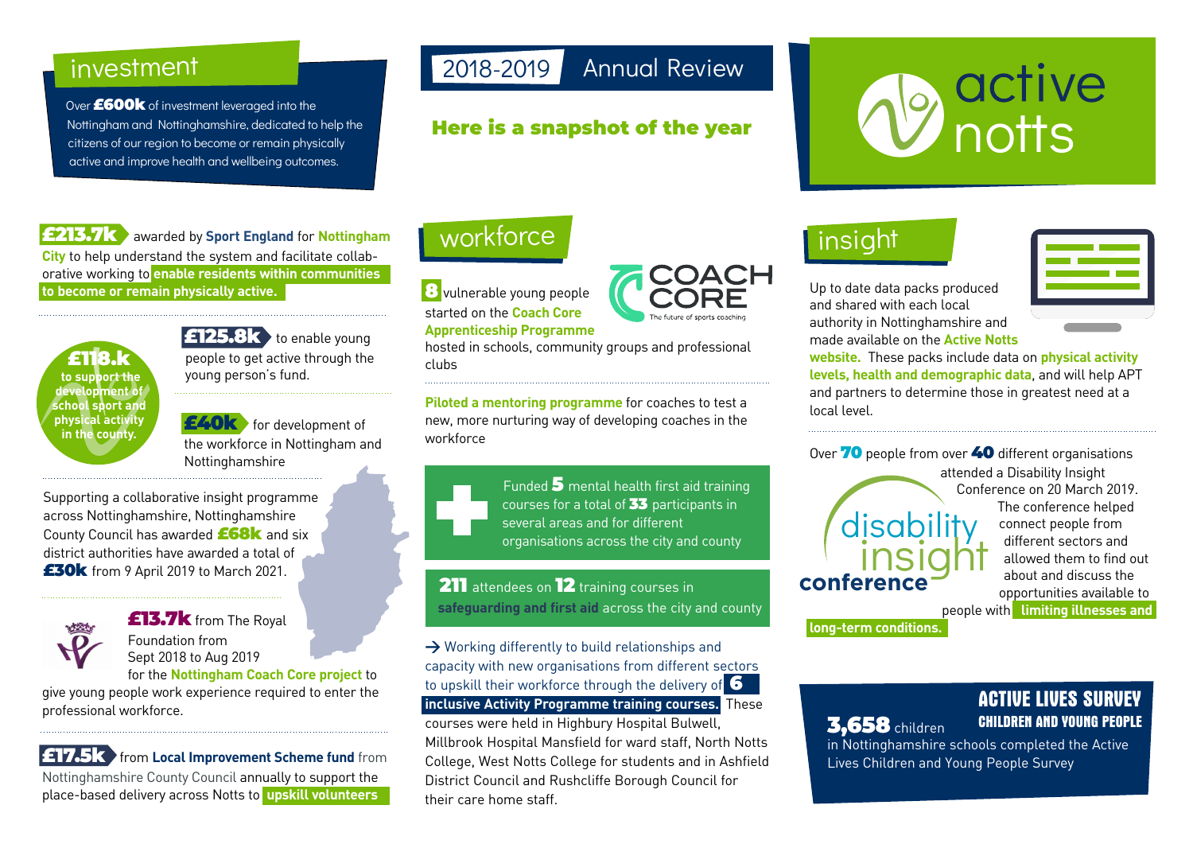# 2018-2019 Annual Review

## Here is a snapshot of the year

active notts

## investment

Over **£600k** of investment leveraged into the Nottingham and Nottinghamshire, dedicated to help the citizens of our region to become or remain physically active and improve health and wellbeing outcomes.

**£213.7k** awarded by **Sport England** for **Nottingham City** to help understand the system and facilitate collaborative working to **enable residents within communities to become or remain physically active.**

**£118.k** to support the development of school sport and physical activity in the county.

**£125.8k** to enable young people to get active through the young person's fund.

**£40k** for development of the workforce in Nottingham and Nottinghamshire

Supporting a collaborative insight programme across Nottinghamshire, Nottinghamshire County Council has awarded **£68k** and six district authorities have awarded a total of **£30k** from 9 April 2019 to March 2021.

**£13.7k** from The Royal Foundation from Sept 2018 to Aug 2019 for the **Nottingham Coach Core project** to give young people work experience required to enter the professional workforce.

**£17.5k** from **Local Improvement Scheme fund** from Nottinghamshire County Council annually to support the place-based delivery across Notts to **upskill volunteers**

## workforce

COACH CORE – The future of sports coaching

**8** vulnerable young people started on the **Coach Core Apprenticeship Programme** hosted in schools, community groups and professional clubs

**Piloted a mentoring programme** for coaches to test a new, more nurturing way of developing coaches in the workforce

Funded **5** mental health first aid training courses for a total of **33** participants in several areas and for different organisations across the city and county

**211** attendees on **12** training courses in **safeguarding and first aid** across the city and county

→ Working differently to build relationships and capacity with new organisations from different sectors to upskill their workforce through the delivery of **6 inclusive Activity Programme training courses.** These courses were held in Highbury Hospital Bulwell, Millbrook Hospital Mansfield for ward staff, North Notts College, West Notts College for students and in Ashfield District Council and Rushcliffe Borough Council for their care home staff.

## insight

Up to date data packs produced and shared with each local authority in Nottinghamshire and made available on the **Active Notts website.** These packs include data on **physical activity levels, health and demographic data**, and will help APT and partners to determine those in greatest need at a local level.

Over **70** people from over **40** different organisations attended a Disability Insight Conference on 20 March 2019. The conference helped connect people from different sectors and allowed them to find out about and discuss the opportunities available to people with **limiting illnesses and long-term conditions.**

disability insight conference

### ACTIVE LIVES SURVEY
#### CHILDREN AND YOUNG PEOPLE

**3,658** children in Nottinghamshire schools completed the Active Lives Children and Young People Survey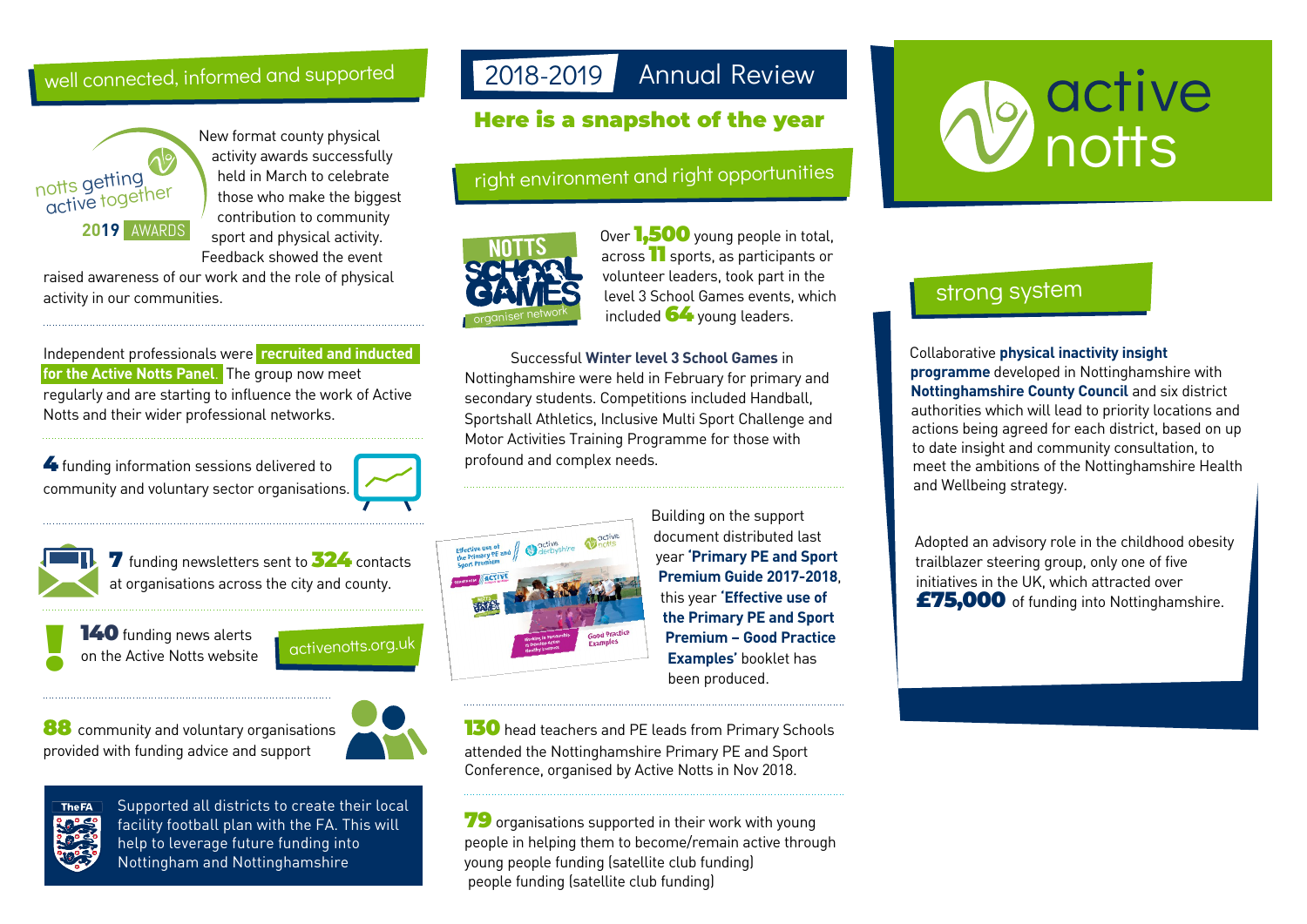# 2018-2019 Annual Review

## Here is a snapshot of the year

active notts

## well connected, informed and supported

notts getting active together 2019 AWARDS

New format county physical activity awards successfully held in March to celebrate those who make the biggest contribution to community sport and physical activity. Feedback showed the event raised awareness of our work and the role of physical activity in our communities.

Independent professionals were **recruited and inducted for the Active Notts Panel**. The group now meet regularly and are starting to influence the work of Active Notts and their wider professional networks.

**4** funding information sessions delivered to community and voluntary sector organisations.

**7** funding newsletters sent to **324** contacts at organisations across the city and county.

**140** funding news alerts on the Active Notts website

activenotts.org.uk

**88** community and voluntary organisations provided with funding advice and support

Supported all districts to create their local facility football plan with the FA. This will help to leverage future funding into Nottingham and Nottinghamshire

## right environment and right opportunities

NOTTS SCHOOL GAMES organiser network

Over **1,500** young people in total, across **11** sports, as participants or volunteer leaders, took part in the level 3 School Games events, which included **64** young leaders.

Successful **Winter level 3 School Games** in Nottinghamshire were held in February for primary and secondary students. Competitions included Handball, Sportshall Athletics, Inclusive Multi Sport Challenge and Motor Activities Training Programme for those with profound and complex needs.

Building on the support document distributed last year **'Primary PE and Sport Premium Guide 2017-2018**, this year **'Effective use of the Primary PE and Sport Premium – Good Practice Examples'** booklet has been produced.

**130** head teachers and PE leads from Primary Schools attended the Nottinghamshire Primary PE and Sport Conference, organised by Active Notts in Nov 2018.

**79** organisations supported in their work with young people in helping them to become/remain active through young people funding (satellite club funding)
people funding (satellite club funding)

## strong system

Collaborative **physical inactivity insight programme** developed in Nottinghamshire with **Nottinghamshire County Council** and six district authorities which will lead to priority locations and actions being agreed for each district, based on up to date insight and community consultation, to meet the ambitions of the Nottinghamshire Health and Wellbeing strategy.

Adopted an advisory role in the childhood obesity trailblazer steering group, only one of five initiatives in the UK, which attracted over **£75,000** of funding into Nottinghamshire.